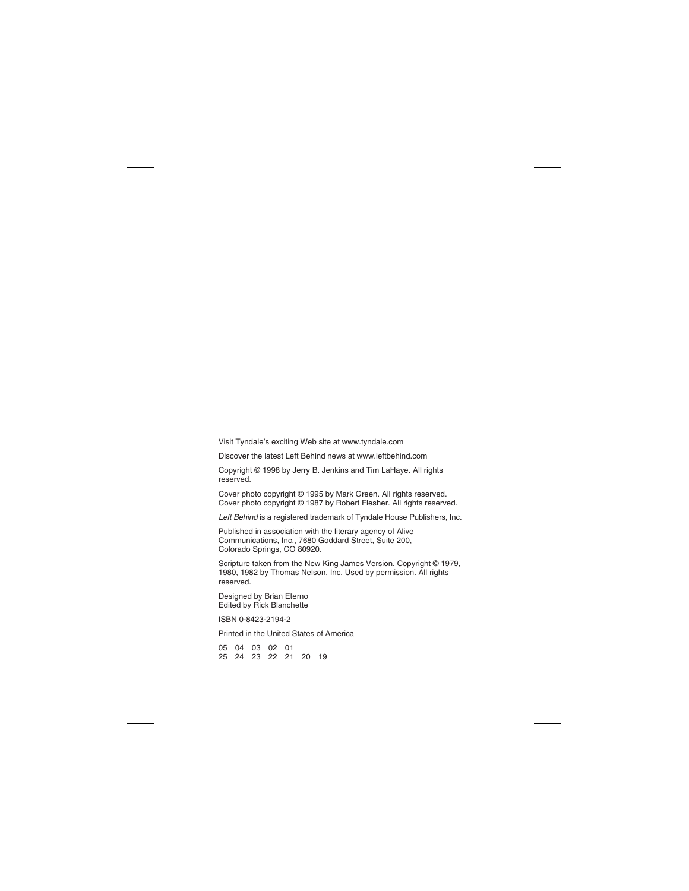Visit Tyndale's exciting Web site at www.tyndale.com

Discover the latest Left Behind news at www.leftbehind.com

Copyright © 1998 by Jerry B. Jenkins and Tim LaHaye. All rights reserved.

Cover photo copyright © 1995 by Mark Green. All rights reserved.
Cover photo copyright © 1987 by Robert Flesher. All rights reserved.

*Left Behind* is a registered trademark of Tyndale House Publishers, Inc.

Published in association with the literary agency of Alive Communications, Inc., 7680 Goddard Street, Suite 200, Colorado Springs, CO 80920.

Scripture taken from the New King James Version. Copyright © 1979, 1980, 1982 by Thomas Nelson, Inc. Used by permission. All rights reserved.

Designed by Brian Eterno
Edited by Rick Blanchette

ISBN 0-8423-2194-2

Printed in the United States of America

05 04 03 02 01
25 24 23 22 21 20 19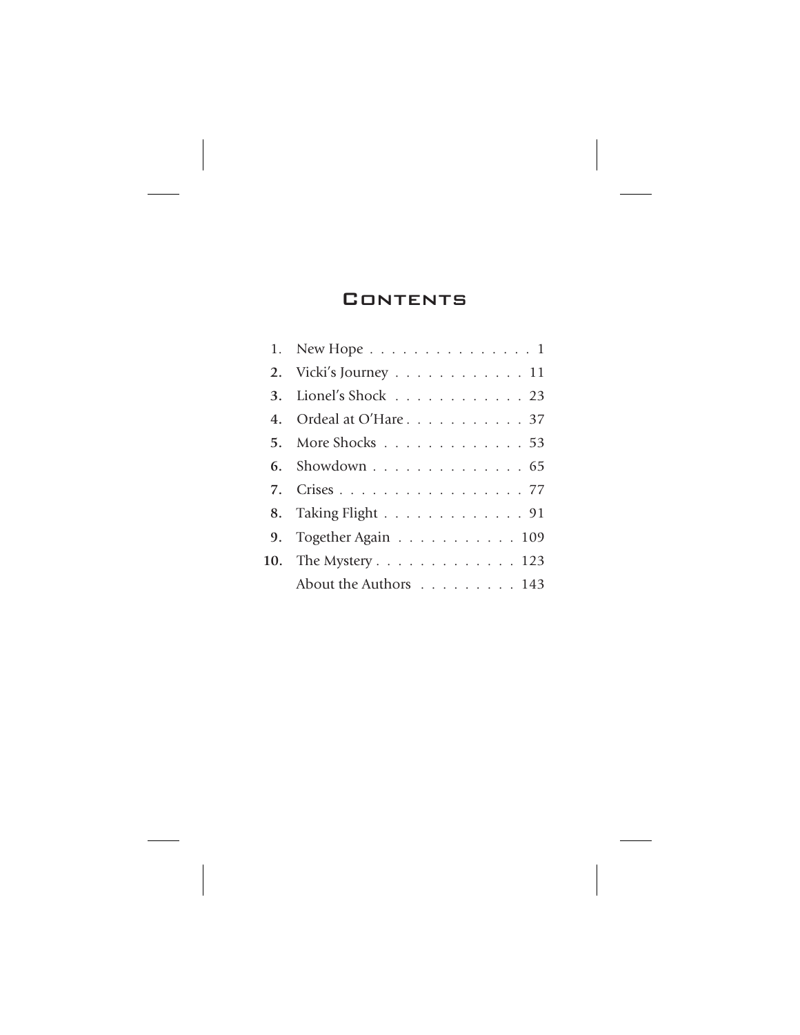# Contents

1. New Hope . . . . . . . . . . . . . . . . 1
2. Vicki's Journey . . . . . . . . . . . . 11
3. Lionel's Shock . . . . . . . . . . . . 23
4. Ordeal at O'Hare . . . . . . . . . . . 37
5. More Shocks . . . . . . . . . . . . . 53
6. Showdown . . . . . . . . . . . . . . 65
7. Crises . . . . . . . . . . . . . . . . . 77
8. Taking Flight . . . . . . . . . . . . . 91
9. Together Again . . . . . . . . . . . 109
10. The Mystery . . . . . . . . . . . . . 123

About the Authors . . . . . . . . . 143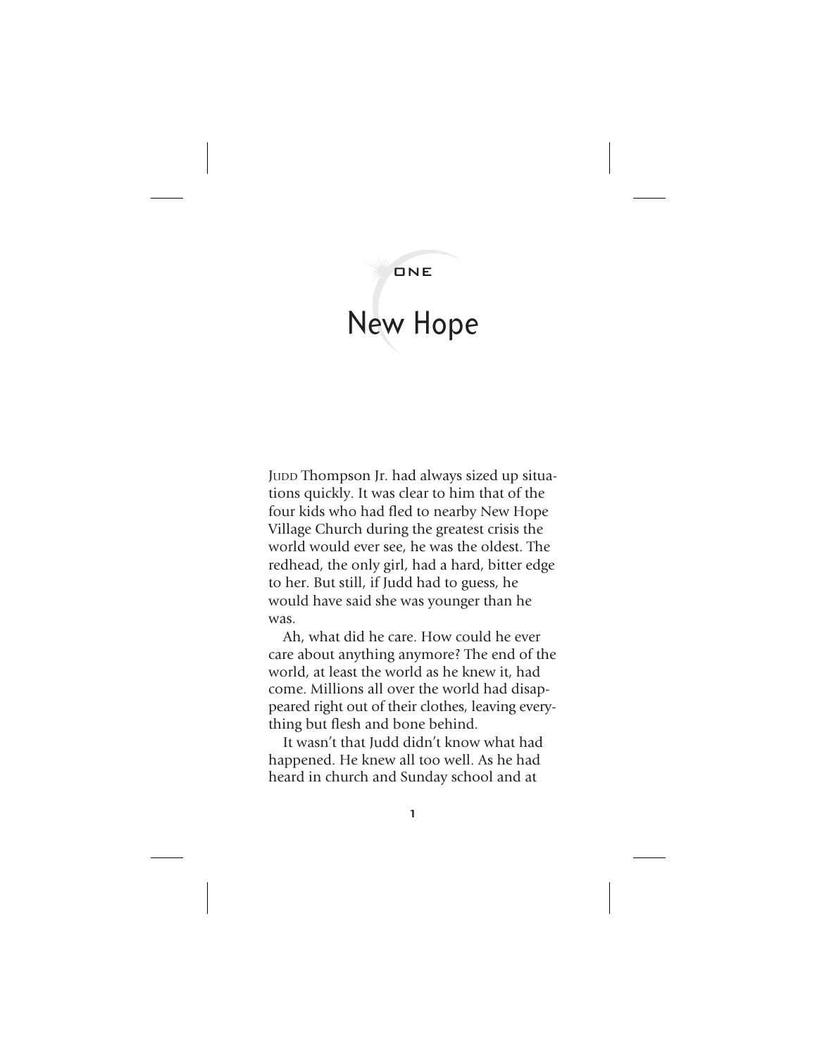ONE

# New Hope

JUDD Thompson Jr. had always sized up situations quickly. It was clear to him that of the four kids who had fled to nearby New Hope Village Church during the greatest crisis the world would ever see, he was the oldest. The redhead, the only girl, had a hard, bitter edge to her. But still, if Judd had to guess, he would have said she was younger than he was.

Ah, what did he care. How could he ever care about anything anymore? The end of the world, at least the world as he knew it, had come. Millions all over the world had disappeared right out of their clothes, leaving everything but flesh and bone behind.

It wasn't that Judd didn't know what had happened. He knew all too well. As he had heard in church and Sunday school and at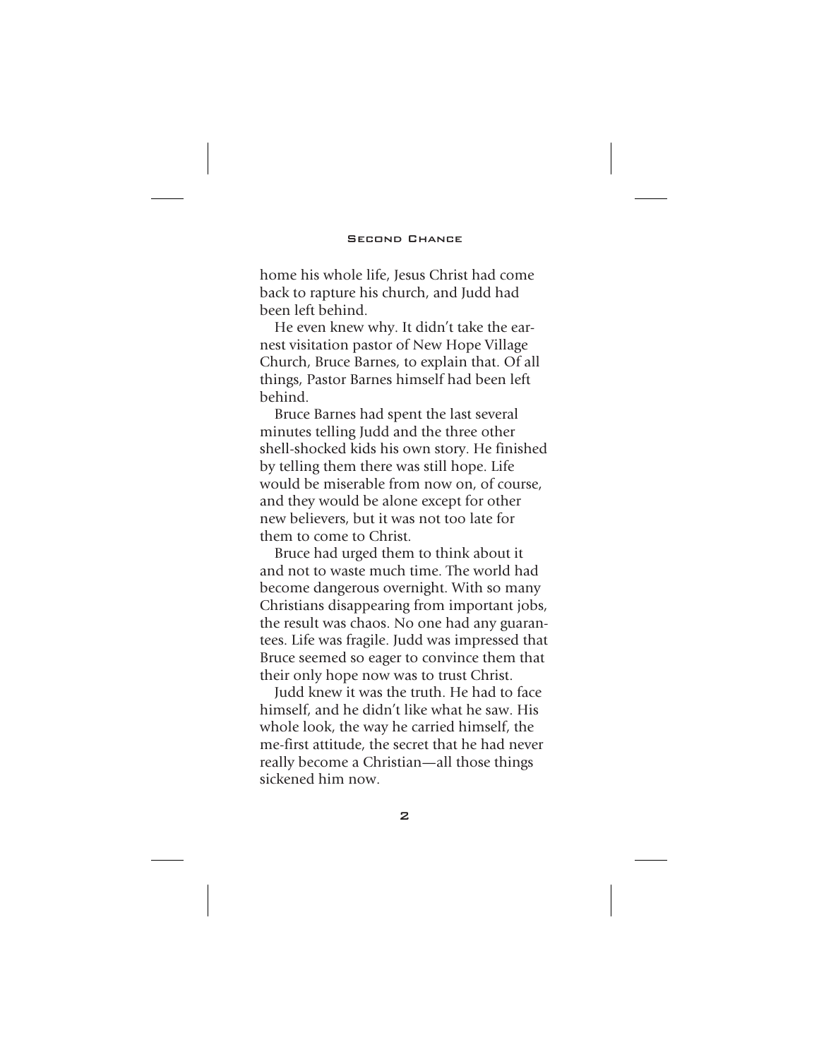home his whole life, Jesus Christ had come back to rapture his church, and Judd had been left behind.

He even knew why. It didn't take the earnest visitation pastor of New Hope Village Church, Bruce Barnes, to explain that. Of all things, Pastor Barnes himself had been left behind.

Bruce Barnes had spent the last several minutes telling Judd and the three other shell-shocked kids his own story. He finished by telling them there was still hope. Life would be miserable from now on, of course, and they would be alone except for other new believers, but it was not too late for them to come to Christ.

Bruce had urged them to think about it and not to waste much time. The world had become dangerous overnight. With so many Christians disappearing from important jobs, the result was chaos. No one had any guarantees. Life was fragile. Judd was impressed that Bruce seemed so eager to convince them that their only hope now was to trust Christ.

Judd knew it was the truth. He had to face himself, and he didn't like what he saw. His whole look, the way he carried himself, the me-first attitude, the secret that he had never really become a Christian—all those things sickened him now.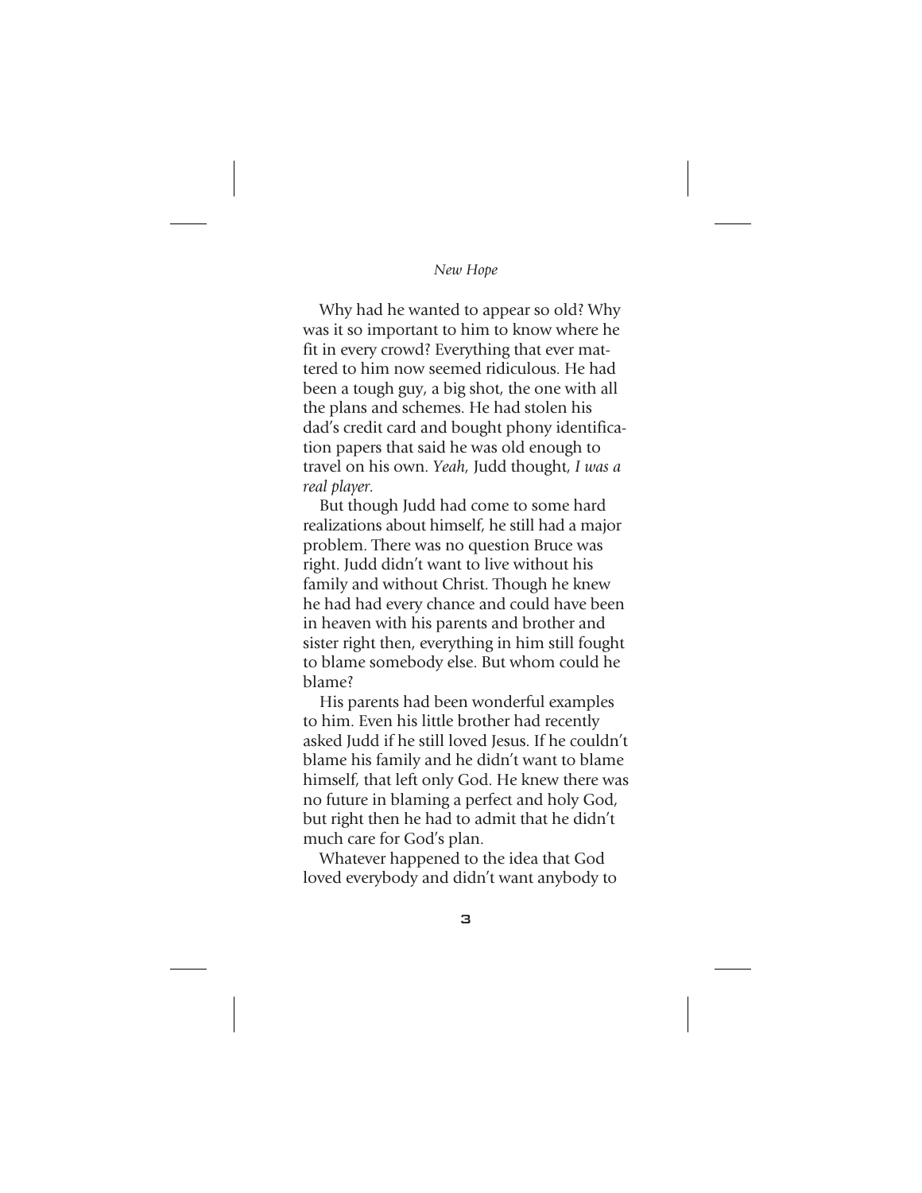Why had he wanted to appear so old? Why was it so important to him to know where he fit in every crowd? Everything that ever mattered to him now seemed ridiculous. He had been a tough guy, a big shot, the one with all the plans and schemes. He had stolen his dad's credit card and bought phony identification papers that said he was old enough to travel on his own. *Yeah,* Judd thought, *I was a real player.*

But though Judd had come to some hard realizations about himself, he still had a major problem. There was no question Bruce was right. Judd didn't want to live without his family and without Christ. Though he knew he had had every chance and could have been in heaven with his parents and brother and sister right then, everything in him still fought to blame somebody else. But whom could he blame?

His parents had been wonderful examples to him. Even his little brother had recently asked Judd if he still loved Jesus. If he couldn't blame his family and he didn't want to blame himself, that left only God. He knew there was no future in blaming a perfect and holy God, but right then he had to admit that he didn't much care for God's plan.

Whatever happened to the idea that God loved everybody and didn't want anybody to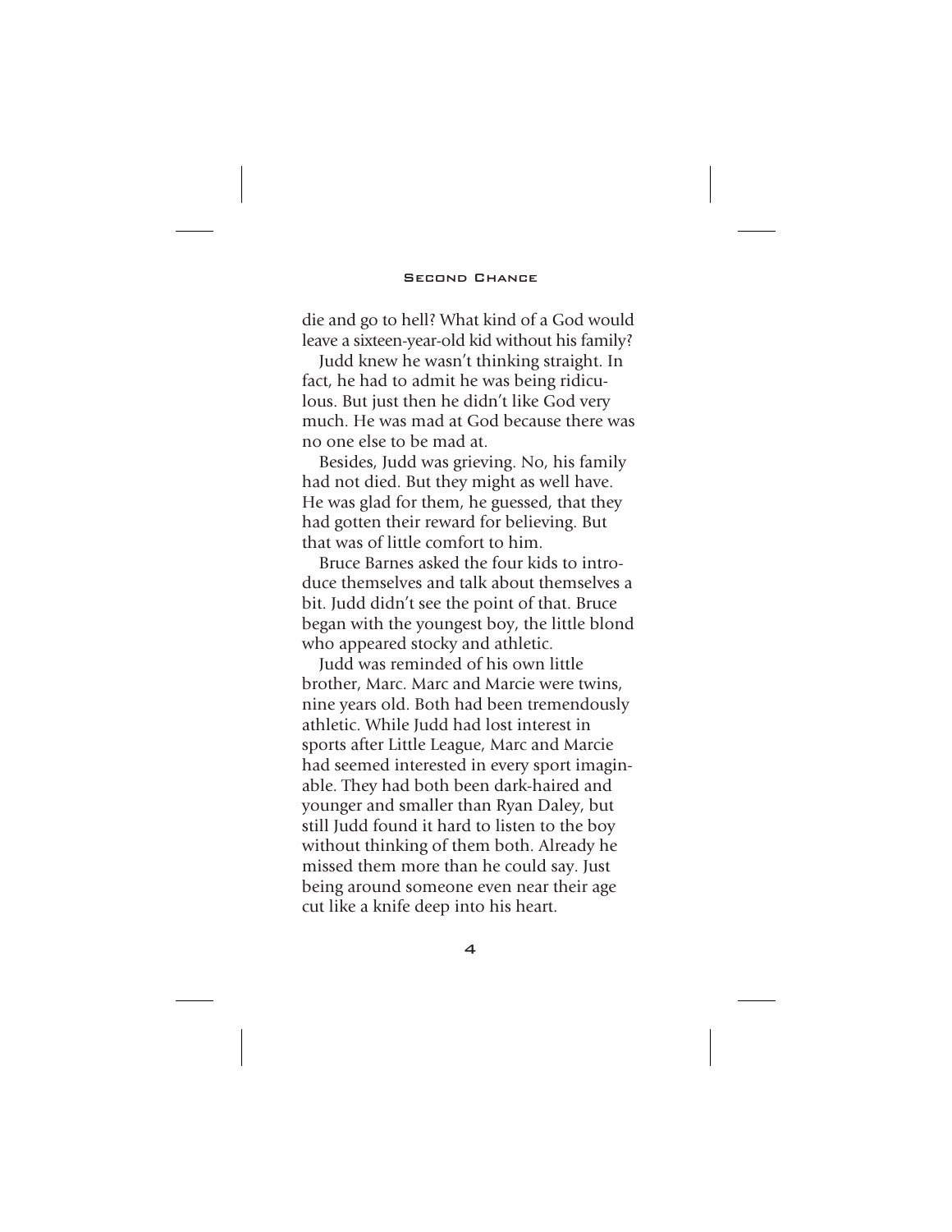die and go to hell? What kind of a God would leave a sixteen-year-old kid without his family?

Judd knew he wasn't thinking straight. In fact, he had to admit he was being ridiculous. But just then he didn't like God very much. He was mad at God because there was no one else to be mad at.

Besides, Judd was grieving. No, his family had not died. But they might as well have. He was glad for them, he guessed, that they had gotten their reward for believing. But that was of little comfort to him.

Bruce Barnes asked the four kids to introduce themselves and talk about themselves a bit. Judd didn't see the point of that. Bruce began with the youngest boy, the little blond who appeared stocky and athletic.

Judd was reminded of his own little brother, Marc. Marc and Marcie were twins, nine years old. Both had been tremendously athletic. While Judd had lost interest in sports after Little League, Marc and Marcie had seemed interested in every sport imaginable. They had both been dark-haired and younger and smaller than Ryan Daley, but still Judd found it hard to listen to the boy without thinking of them both. Already he missed them more than he could say. Just being around someone even near their age cut like a knife deep into his heart.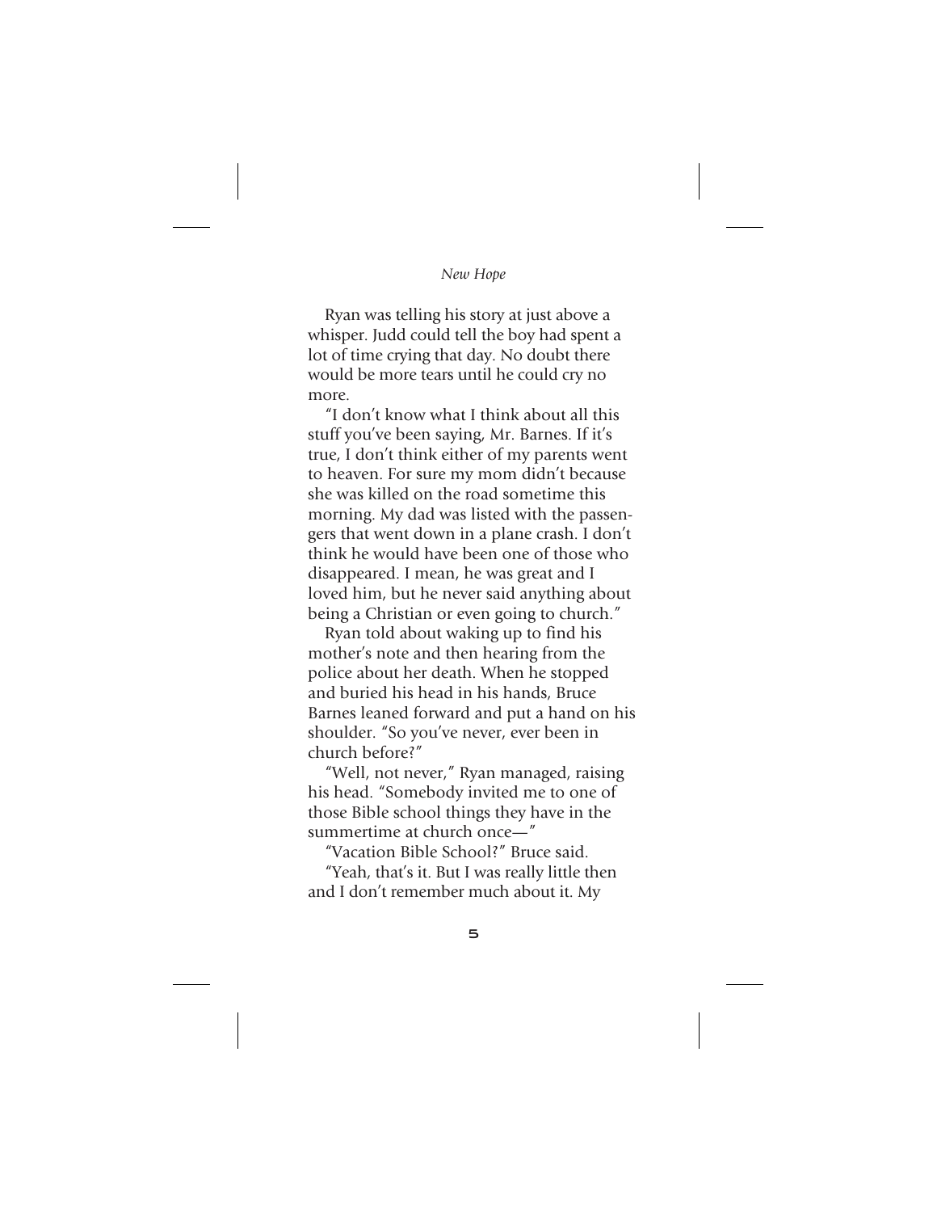Ryan was telling his story at just above a whisper. Judd could tell the boy had spent a lot of time crying that day. No doubt there would be more tears until he could cry no more.

"I don't know what I think about all this stuff you've been saying, Mr. Barnes. If it's true, I don't think either of my parents went to heaven. For sure my mom didn't because she was killed on the road sometime this morning. My dad was listed with the passengers that went down in a plane crash. I don't think he would have been one of those who disappeared. I mean, he was great and I loved him, but he never said anything about being a Christian or even going to church."

Ryan told about waking up to find his mother's note and then hearing from the police about her death. When he stopped and buried his head in his hands, Bruce Barnes leaned forward and put a hand on his shoulder. "So you've never, ever been in church before?"

"Well, not never," Ryan managed, raising his head. "Somebody invited me to one of those Bible school things they have in the summertime at church once—"

"Vacation Bible School?" Bruce said.

"Yeah, that's it. But I was really little then and I don't remember much about it. My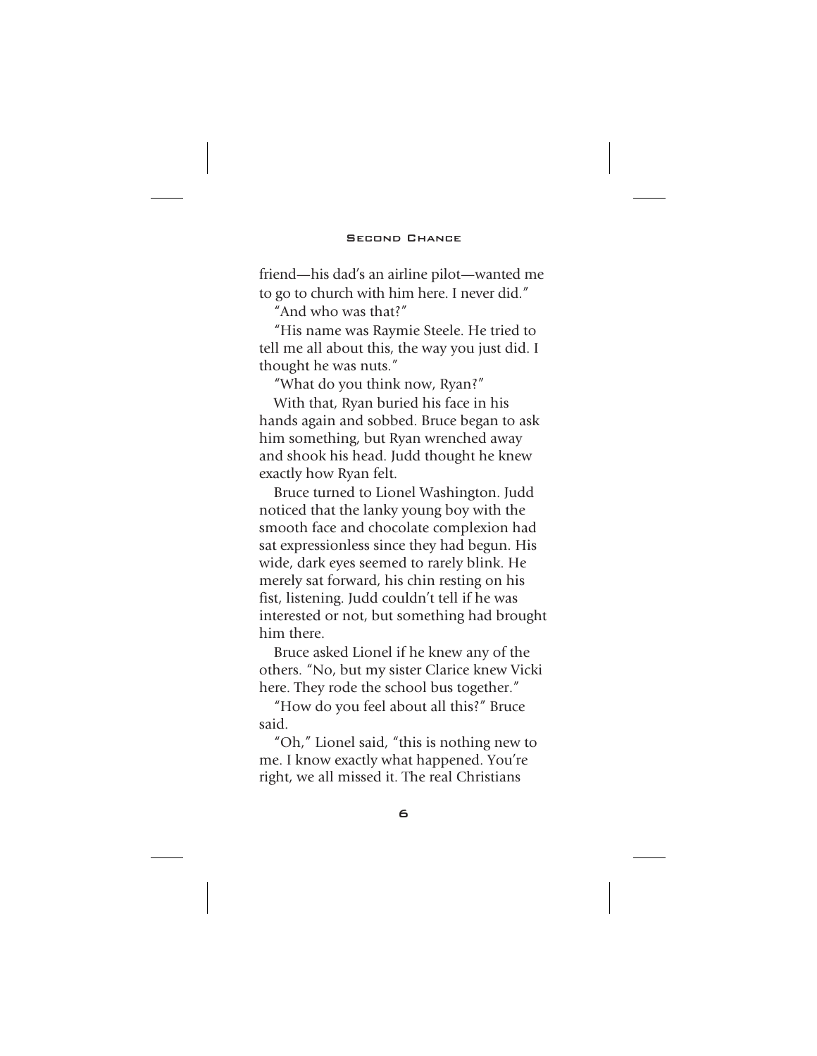friend—his dad's an airline pilot—wanted me to go to church with him here. I never did."

"And who was that?"

"His name was Raymie Steele. He tried to tell me all about this, the way you just did. I thought he was nuts."

"What do you think now, Ryan?"

With that, Ryan buried his face in his hands again and sobbed. Bruce began to ask him something, but Ryan wrenched away and shook his head. Judd thought he knew exactly how Ryan felt.

Bruce turned to Lionel Washington. Judd noticed that the lanky young boy with the smooth face and chocolate complexion had sat expressionless since they had begun. His wide, dark eyes seemed to rarely blink. He merely sat forward, his chin resting on his fist, listening. Judd couldn't tell if he was interested or not, but something had brought him there.

Bruce asked Lionel if he knew any of the others. "No, but my sister Clarice knew Vicki here. They rode the school bus together."

"How do you feel about all this?" Bruce said.

"Oh," Lionel said, "this is nothing new to me. I know exactly what happened. You're right, we all missed it. The real Christians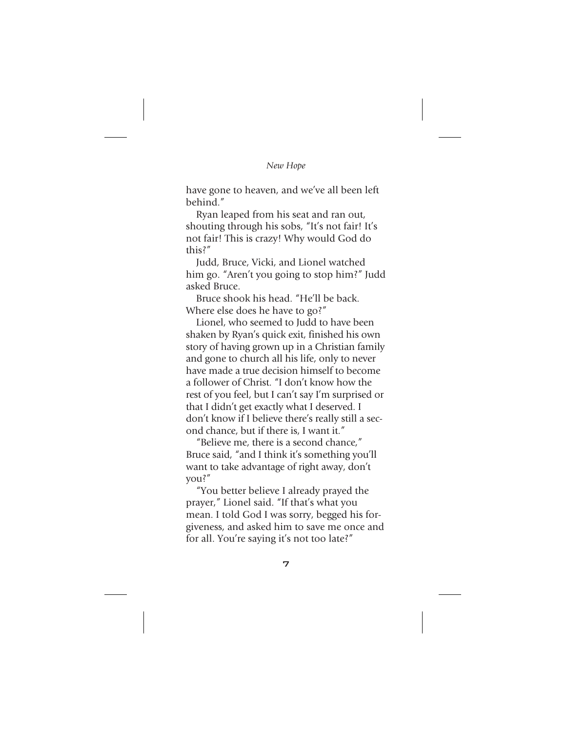have gone to heaven, and we've all been left behind."

Ryan leaped from his seat and ran out, shouting through his sobs, "It's not fair! It's not fair! This is crazy! Why would God do this?"

Judd, Bruce, Vicki, and Lionel watched him go. "Aren't you going to stop him?" Judd asked Bruce.

Bruce shook his head. "He'll be back. Where else does he have to go?"

Lionel, who seemed to Judd to have been shaken by Ryan's quick exit, finished his own story of having grown up in a Christian family and gone to church all his life, only to never have made a true decision himself to become a follower of Christ. "I don't know how the rest of you feel, but I can't say I'm surprised or that I didn't get exactly what I deserved. I don't know if I believe there's really still a second chance, but if there is, I want it."

"Believe me, there is a second chance," Bruce said, "and I think it's something you'll want to take advantage of right away, don't you?"

"You better believe I already prayed the prayer," Lionel said. "If that's what you mean. I told God I was sorry, begged his forgiveness, and asked him to save me once and for all. You're saying it's not too late?"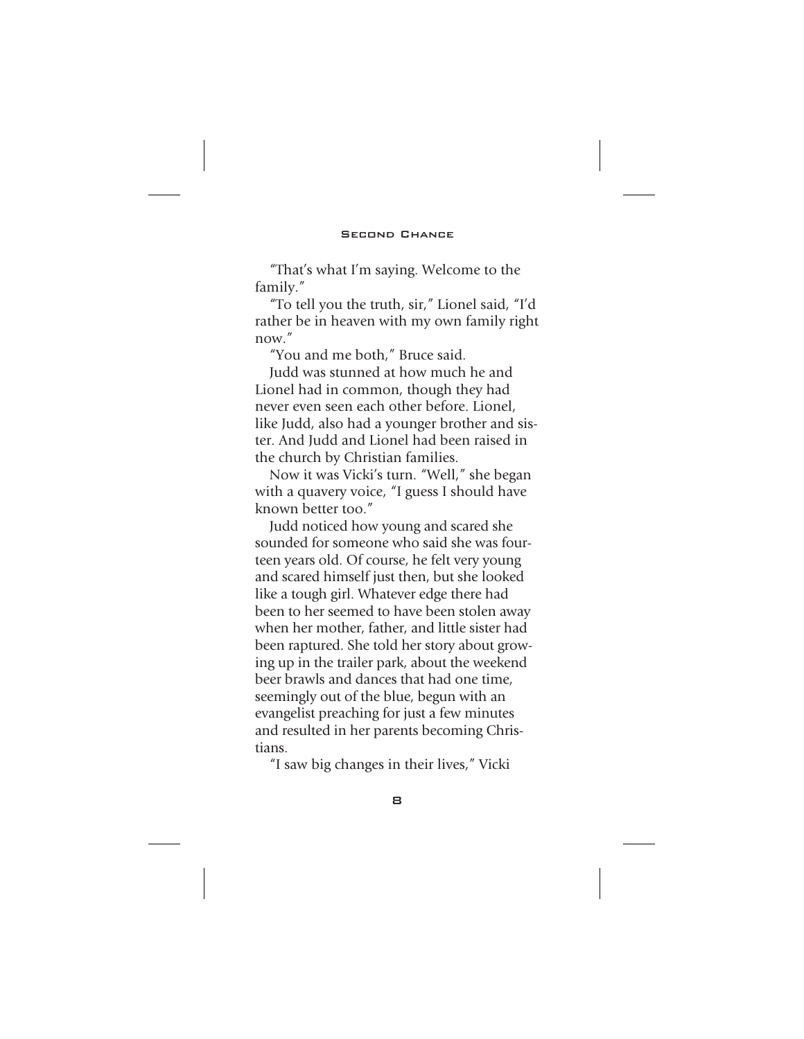"That's what I'm saying. Welcome to the family."

"To tell you the truth, sir," Lionel said, "I'd rather be in heaven with my own family right now."

"You and me both," Bruce said.

Judd was stunned at how much he and Lionel had in common, though they had never even seen each other before. Lionel, like Judd, also had a younger brother and sister. And Judd and Lionel had been raised in the church by Christian families.

Now it was Vicki's turn. "Well," she began with a quavery voice, "I guess I should have known better too."

Judd noticed how young and scared she sounded for someone who said she was fourteen years old. Of course, he felt very young and scared himself just then, but she looked like a tough girl. Whatever edge there had been to her seemed to have been stolen away when her mother, father, and little sister had been raptured. She told her story about growing up in the trailer park, about the weekend beer brawls and dances that had one time, seemingly out of the blue, begun with an evangelist preaching for just a few minutes and resulted in her parents becoming Christians.

"I saw big changes in their lives," Vicki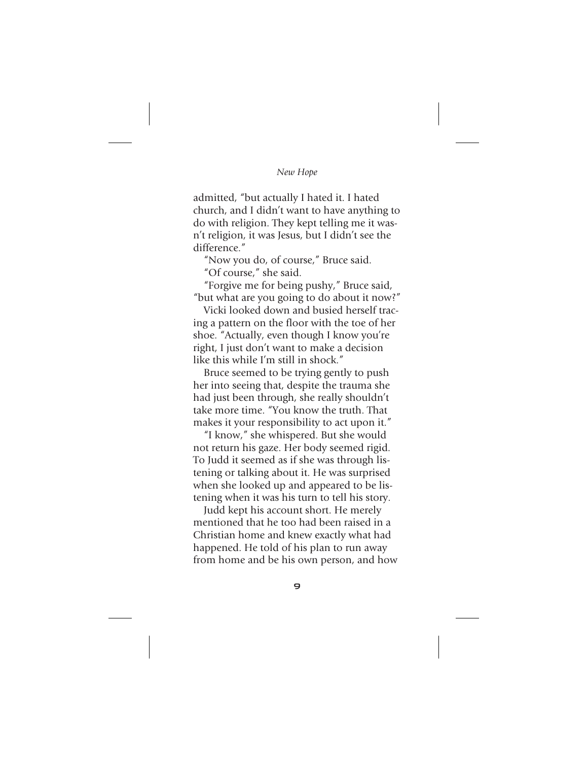admitted, "but actually I hated it. I hated church, and I didn't want to have anything to do with religion. They kept telling me it wasn't religion, it was Jesus, but I didn't see the difference."

"Now you do, of course," Bruce said.

"Of course," she said.

"Forgive me for being pushy," Bruce said, "but what are you going to do about it now?"

Vicki looked down and busied herself tracing a pattern on the floor with the toe of her shoe. "Actually, even though I know you're right, I just don't want to make a decision like this while I'm still in shock."

Bruce seemed to be trying gently to push her into seeing that, despite the trauma she had just been through, she really shouldn't take more time. "You know the truth. That makes it your responsibility to act upon it."

"I know," she whispered. But she would not return his gaze. Her body seemed rigid. To Judd it seemed as if she was through listening or talking about it. He was surprised when she looked up and appeared to be listening when it was his turn to tell his story.

Judd kept his account short. He merely mentioned that he too had been raised in a Christian home and knew exactly what had happened. He told of his plan to run away from home and be his own person, and how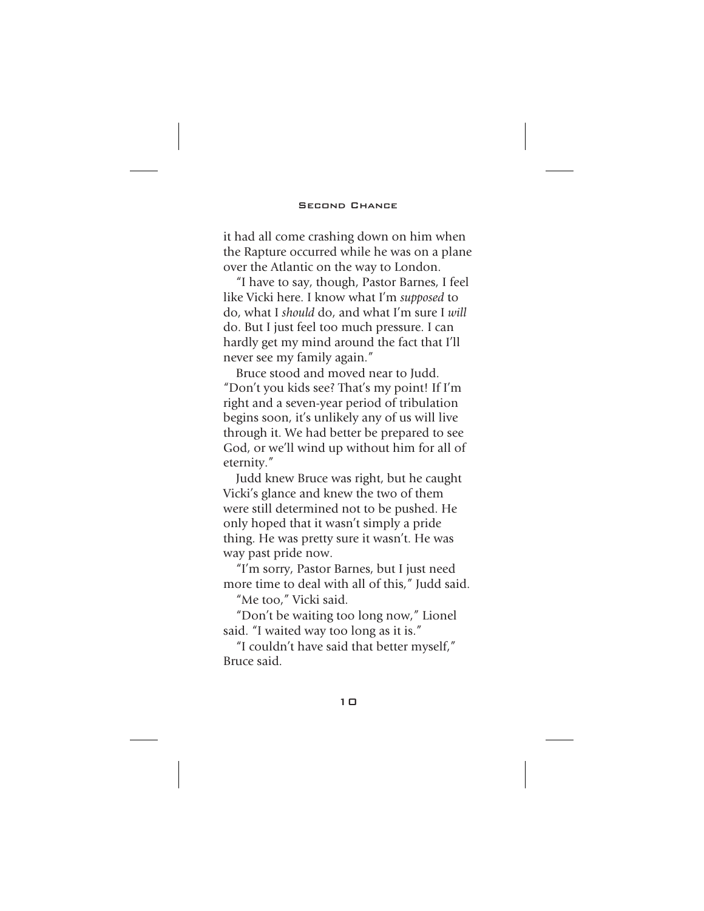it had all come crashing down on him when the Rapture occurred while he was on a plane over the Atlantic on the way to London.

"I have to say, though, Pastor Barnes, I feel like Vicki here. I know what I'm *supposed* to do, what I *should* do, and what I'm sure I *will* do. But I just feel too much pressure. I can hardly get my mind around the fact that I'll never see my family again."

Bruce stood and moved near to Judd. "Don't you kids see? That's my point! If I'm right and a seven-year period of tribulation begins soon, it's unlikely any of us will live through it. We had better be prepared to see God, or we'll wind up without him for all of eternity."

Judd knew Bruce was right, but he caught Vicki's glance and knew the two of them were still determined not to be pushed. He only hoped that it wasn't simply a pride thing. He was pretty sure it wasn't. He was way past pride now.

"I'm sorry, Pastor Barnes, but I just need more time to deal with all of this," Judd said.

"Me too," Vicki said.

"Don't be waiting too long now," Lionel said. "I waited way too long as it is."

"I couldn't have said that better myself," Bruce said.